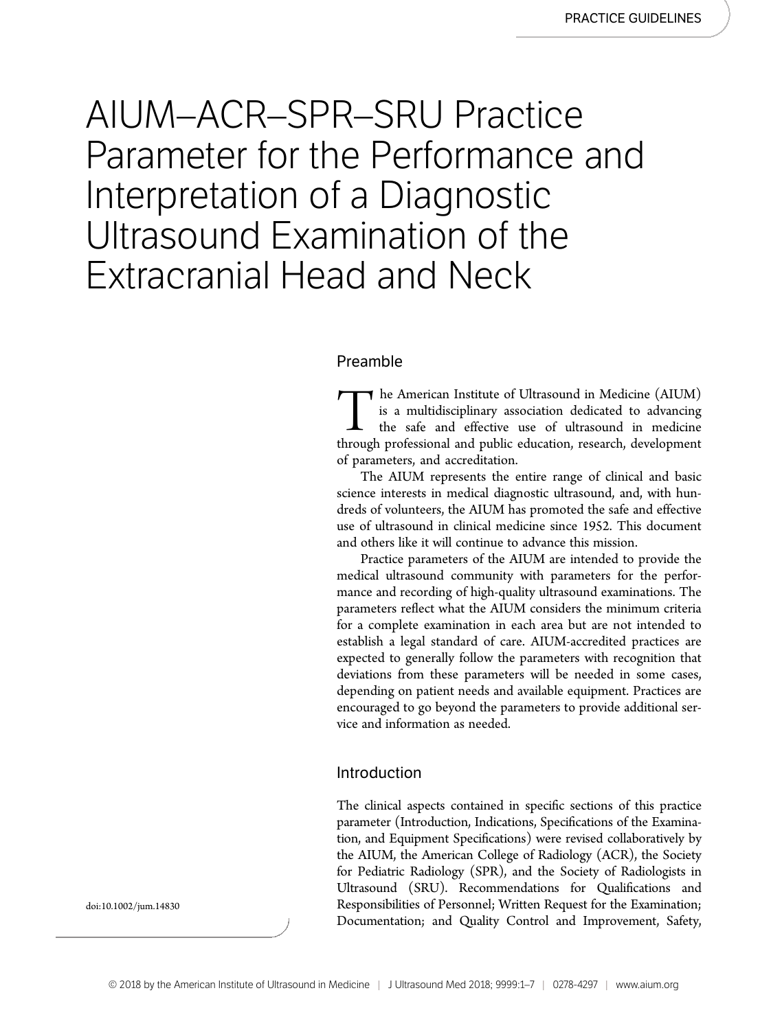# AIUM–ACR–SPR–SRU Practice Parameter for the Performance and Interpretation of a Diagnostic Ultrasound Examination of the Extracranial Head and Neck

## Preamble

The American Institute of Ultrasound in Medicine (AIUM) is a multidisciplinary association dedicated to advancing the safe and effective use of ultrasound in medicine through professional and public education, research, development of parameters, and accreditation.

The AIUM represents the entire range of clinical and basic science interests in medical diagnostic ultrasound, and, with hundreds of volunteers, the AIUM has promoted the safe and effective use of ultrasound in clinical medicine since 1952. This document and others like it will continue to advance this mission.

Practice parameters of the AIUM are intended to provide the medical ultrasound community with parameters for the performance and recording of high-quality ultrasound examinations. The parameters reflect what the AIUM considers the minimum criteria for a complete examination in each area but are not intended to establish a legal standard of care. AIUM-accredited practices are expected to generally follow the parameters with recognition that deviations from these parameters will be needed in some cases, depending on patient needs and available equipment. Practices are encouraged to go beyond the parameters to provide additional service and information as needed.

## Introduction

The clinical aspects contained in specific sections of this practice parameter (Introduction, Indications, Specifications of the Examination, and Equipment Specifications) were revised collaboratively by the AIUM, the American College of Radiology (ACR), the Society for Pediatric Radiology (SPR), and the Society of Radiologists in Ultrasound (SRU). Recommendations for Qualifications and Responsibilities of Personnel; Written Request for the Examination; Documentation; and Quality Control and Improvement, Safety,

doi:10.1002/jum.14830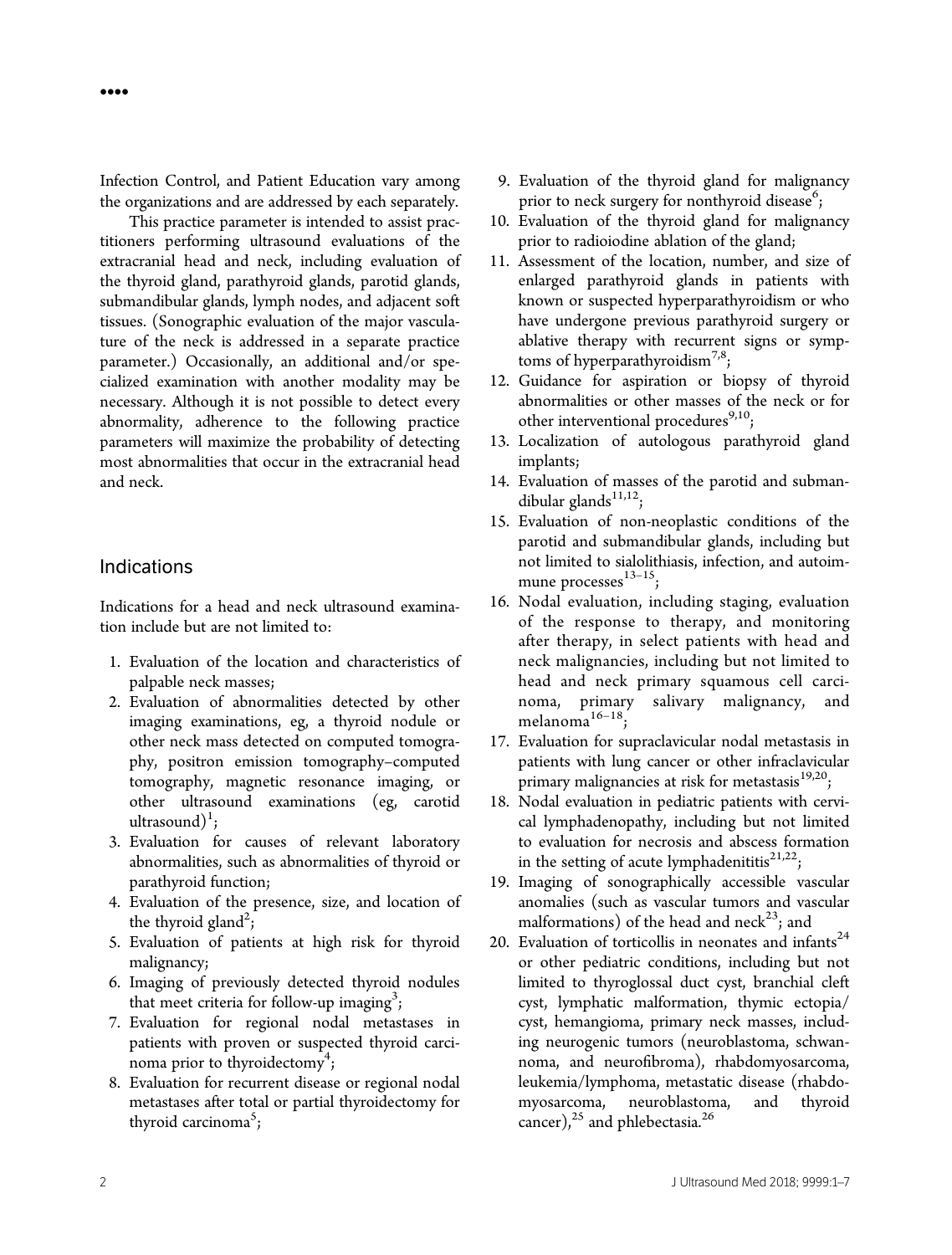Infection Control, and Patient Education vary among the organizations and are addressed by each separately.

This practice parameter is intended to assist practitioners performing ultrasound evaluations of the extracranial head and neck, including evaluation of the thyroid gland, parathyroid glands, parotid glands, submandibular glands, lymph nodes, and adjacent soft tissues. (Sonographic evaluation of the major vasculature of the neck is addressed in a separate practice parameter.) Occasionally, an additional and/or specialized examination with another modality may be necessary. Although it is not possible to detect every abnormality, adherence to the following practice parameters will maximize the probability of detecting most abnormalities that occur in the extracranial head and neck.

## Indications

Indications for a head and neck ultrasound examination include but are not limited to:

1. Evaluation of the location and characteristics of palpable neck masses;
2. Evaluation of abnormalities detected by other imaging examinations, eg, a thyroid nodule or other neck mass detected on computed tomography, positron emission tomography–computed tomography, magnetic resonance imaging, or other ultrasound examinations (eg, carotid ultrasound)[1];
3. Evaluation for causes of relevant laboratory abnormalities, such as abnormalities of thyroid or parathyroid function;
4. Evaluation of the presence, size, and location of the thyroid gland[2];
5. Evaluation of patients at high risk for thyroid malignancy;
6. Imaging of previously detected thyroid nodules that meet criteria for follow-up imaging[3];
7. Evaluation for regional nodal metastases in patients with proven or suspected thyroid carcinoma prior to thyroidectomy[4];
8. Evaluation for recurrent disease or regional nodal metastases after total or partial thyroidectomy for thyroid carcinoma[5];
9. Evaluation of the thyroid gland for malignancy prior to neck surgery for nonthyroid disease[6];
10. Evaluation of the thyroid gland for malignancy prior to radioiodine ablation of the gland;
11. Assessment of the location, number, and size of enlarged parathyroid glands in patients with known or suspected hyperparathyroidism or who have undergone previous parathyroid surgery or ablative therapy with recurrent signs or symptoms of hyperparathyroidism[7,8];
12. Guidance for aspiration or biopsy of thyroid abnormalities or other masses of the neck or for other interventional procedures[9,10];
13. Localization of autologous parathyroid gland implants;
14. Evaluation of masses of the parotid and submandibular glands[11,12];
15. Evaluation of non-neoplastic conditions of the parotid and submandibular glands, including but not limited to sialolithiasis, infection, and autoimmune processes[13–15];
16. Nodal evaluation, including staging, evaluation of the response to therapy, and monitoring after therapy, in select patients with head and neck malignancies, including but not limited to head and neck primary squamous cell carcinoma, primary salivary malignancy, and melanoma[16–18];
17. Evaluation for supraclavicular nodal metastasis in patients with lung cancer or other infraclavicular primary malignancies at risk for metastasis[19,20];
18. Nodal evaluation in pediatric patients with cervical lymphadenopathy, including but not limited to evaluation for necrosis and abscess formation in the setting of acute lymphadenititis[21,22];
19. Imaging of sonographically accessible vascular anomalies (such as vascular tumors and vascular malformations) of the head and neck[23]; and
20. Evaluation of torticollis in neonates and infants[24] or other pediatric conditions, including but not limited to thyroglossal duct cyst, branchial cleft cyst, lymphatic malformation, thymic ectopia/cyst, hemangioma, primary neck masses, including neurogenic tumors (neuroblastoma, schwannoma, and neurofibroma), rhabdomyosarcoma, leukemia/lymphoma, metastatic disease (rhabdomyosarcoma, neuroblastoma, and thyroid cancer),[25] and phlebectasia.[26]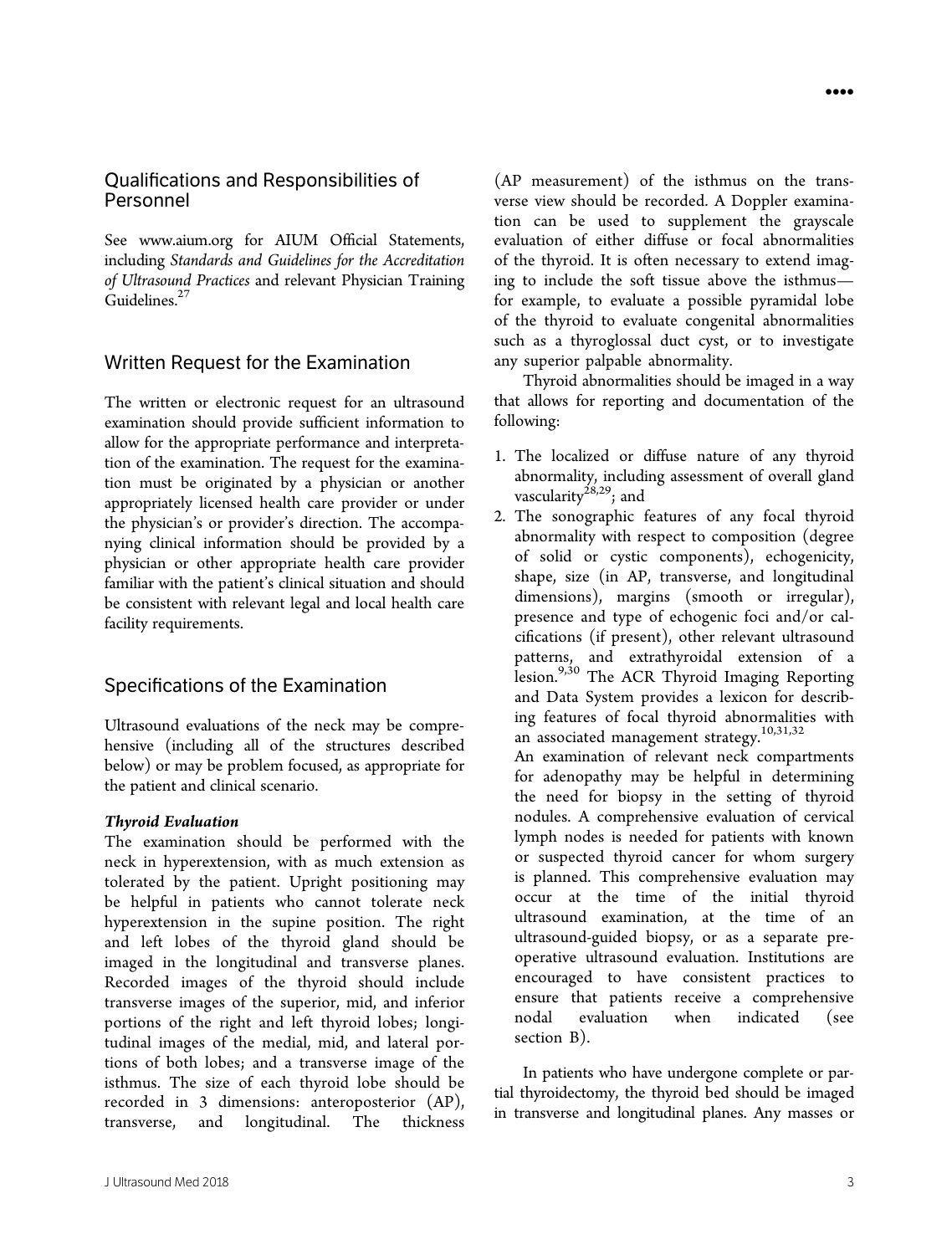## Qualifications and Responsibilities of Personnel

See www.aium.org for AIUM Official Statements, including *Standards and Guidelines for the Accreditation of Ultrasound Practices* and relevant Physician Training Guidelines.[27]

## Written Request for the Examination

The written or electronic request for an ultrasound examination should provide sufficient information to allow for the appropriate performance and interpretation of the examination. The request for the examination must be originated by a physician or another appropriately licensed health care provider or under the physician's or provider's direction. The accompanying clinical information should be provided by a physician or other appropriate health care provider familiar with the patient's clinical situation and should be consistent with relevant legal and local health care facility requirements.

## Specifications of the Examination

Ultrasound evaluations of the neck may be comprehensive (including all of the structures described below) or may be problem focused, as appropriate for the patient and clinical scenario.

### *Thyroid Evaluation*

The examination should be performed with the neck in hyperextension, with as much extension as tolerated by the patient. Upright positioning may be helpful in patients who cannot tolerate neck hyperextension in the supine position. The right and left lobes of the thyroid gland should be imaged in the longitudinal and transverse planes. Recorded images of the thyroid should include transverse images of the superior, mid, and inferior portions of the right and left thyroid lobes; longitudinal images of the medial, mid, and lateral portions of both lobes; and a transverse image of the isthmus. The size of each thyroid lobe should be recorded in 3 dimensions: anteroposterior (AP), transverse, and longitudinal. The thickness (AP measurement) of the isthmus on the transverse view should be recorded. A Doppler examination can be used to supplement the grayscale evaluation of either diffuse or focal abnormalities of the thyroid. It is often necessary to extend imaging to include the soft tissue above the isthmus—for example, to evaluate a possible pyramidal lobe of the thyroid to evaluate congenital abnormalities such as a thyroglossal duct cyst, or to investigate any superior palpable abnormality.

Thyroid abnormalities should be imaged in a way that allows for reporting and documentation of the following:

1. The localized or diffuse nature of any thyroid abnormality, including assessment of overall gland vascularity[28,29]; and
2. The sonographic features of any focal thyroid abnormality with respect to composition (degree of solid or cystic components), echogenicity, shape, size (in AP, transverse, and longitudinal dimensions), margins (smooth or irregular), presence and type of echogenic foci and/or calcifications (if present), other relevant ultrasound patterns, and extrathyroidal extension of a lesion.[9,30] The ACR Thyroid Imaging Reporting and Data System provides a lexicon for describing features of focal thyroid abnormalities with an associated management strategy.[10,31,32]
   An examination of relevant neck compartments for adenopathy may be helpful in determining the need for biopsy in the setting of thyroid nodules. A comprehensive evaluation of cervical lymph nodes is needed for patients with known or suspected thyroid cancer for whom surgery is planned. This comprehensive evaluation may occur at the time of the initial thyroid ultrasound examination, at the time of an ultrasound-guided biopsy, or as a separate preoperative ultrasound evaluation. Institutions are encouraged to have consistent practices to ensure that patients receive a comprehensive nodal evaluation when indicated (see section B).

In patients who have undergone complete or partial thyroidectomy, the thyroid bed should be imaged in transverse and longitudinal planes. Any masses or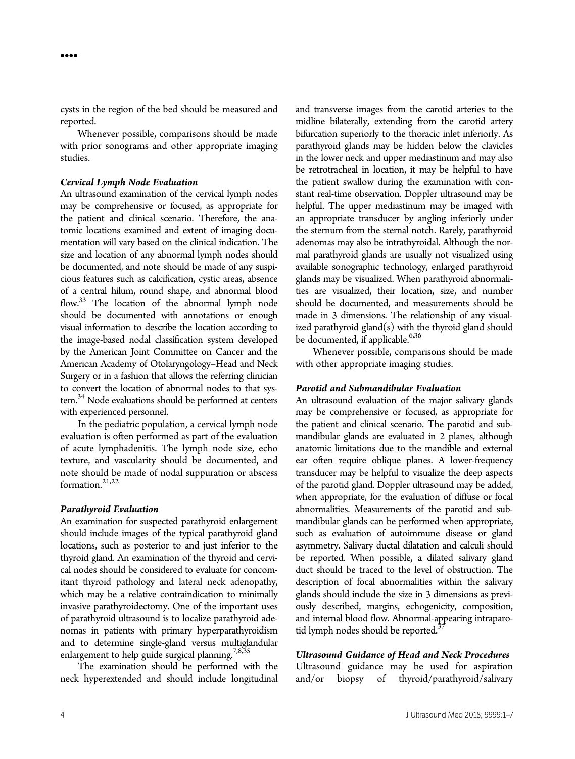cysts in the region of the bed should be measured and reported.

Whenever possible, comparisons should be made with prior sonograms and other appropriate imaging studies.

### *Cervical Lymph Node Evaluation*

An ultrasound examination of the cervical lymph nodes may be comprehensive or focused, as appropriate for the patient and clinical scenario. Therefore, the anatomic locations examined and extent of imaging documentation will vary based on the clinical indication. The size and location of any abnormal lymph nodes should be documented, and note should be made of any suspicious features such as calcification, cystic areas, absence of a central hilum, round shape, and abnormal blood flow.[33] The location of the abnormal lymph node should be documented with annotations or enough visual information to describe the location according to the image-based nodal classification system developed by the American Joint Committee on Cancer and the American Academy of Otolaryngology–Head and Neck Surgery or in a fashion that allows the referring clinician to convert the location of abnormal nodes to that system.[34] Node evaluations should be performed at centers with experienced personnel.

In the pediatric population, a cervical lymph node evaluation is often performed as part of the evaluation of acute lymphadenitis. The lymph node size, echo texture, and vascularity should be documented, and note should be made of nodal suppuration or abscess formation.[21,22]

### *Parathyroid Evaluation*

An examination for suspected parathyroid enlargement should include images of the typical parathyroid gland locations, such as posterior to and just inferior to the thyroid gland. An examination of the thyroid and cervical nodes should be considered to evaluate for concomitant thyroid pathology and lateral neck adenopathy, which may be a relative contraindication to minimally invasive parathyroidectomy. One of the important uses of parathyroid ultrasound is to localize parathyroid adenomas in patients with primary hyperparathyroidism and to determine single-gland versus multiglandular enlargement to help guide surgical planning.[7,8,35]

The examination should be performed with the neck hyperextended and should include longitudinal and transverse images from the carotid arteries to the midline bilaterally, extending from the carotid artery bifurcation superiorly to the thoracic inlet inferiorly. As parathyroid glands may be hidden below the clavicles in the lower neck and upper mediastinum and may also be retrotracheal in location, it may be helpful to have the patient swallow during the examination with constant real-time observation. Doppler ultrasound may be helpful. The upper mediastinum may be imaged with an appropriate transducer by angling inferiorly under the sternum from the sternal notch. Rarely, parathyroid adenomas may also be intrathyroidal. Although the normal parathyroid glands are usually not visualized using available sonographic technology, enlarged parathyroid glands may be visualized. When parathyroid abnormalities are visualized, their location, size, and number should be documented, and measurements should be made in 3 dimensions. The relationship of any visualized parathyroid gland(s) with the thyroid gland should be documented, if applicable.[6,36]

Whenever possible, comparisons should be made with other appropriate imaging studies.

### *Parotid and Submandibular Evaluation*

An ultrasound evaluation of the major salivary glands may be comprehensive or focused, as appropriate for the patient and clinical scenario. The parotid and submandibular glands are evaluated in 2 planes, although anatomic limitations due to the mandible and external ear often require oblique planes. A lower-frequency transducer may be helpful to visualize the deep aspects of the parotid gland. Doppler ultrasound may be added, when appropriate, for the evaluation of diffuse or focal abnormalities. Measurements of the parotid and submandibular glands can be performed when appropriate, such as evaluation of autoimmune disease or gland asymmetry. Salivary ductal dilatation and calculi should be reported. When possible, a dilated salivary gland duct should be traced to the level of obstruction. The description of focal abnormalities within the salivary glands should include the size in 3 dimensions as previously described, margins, echogenicity, composition, and internal blood flow. Abnormal-appearing intraparotid lymph nodes should be reported.[37]

### *Ultrasound Guidance of Head and Neck Procedures*

Ultrasound guidance may be used for aspiration and/or biopsy of thyroid/parathyroid/salivary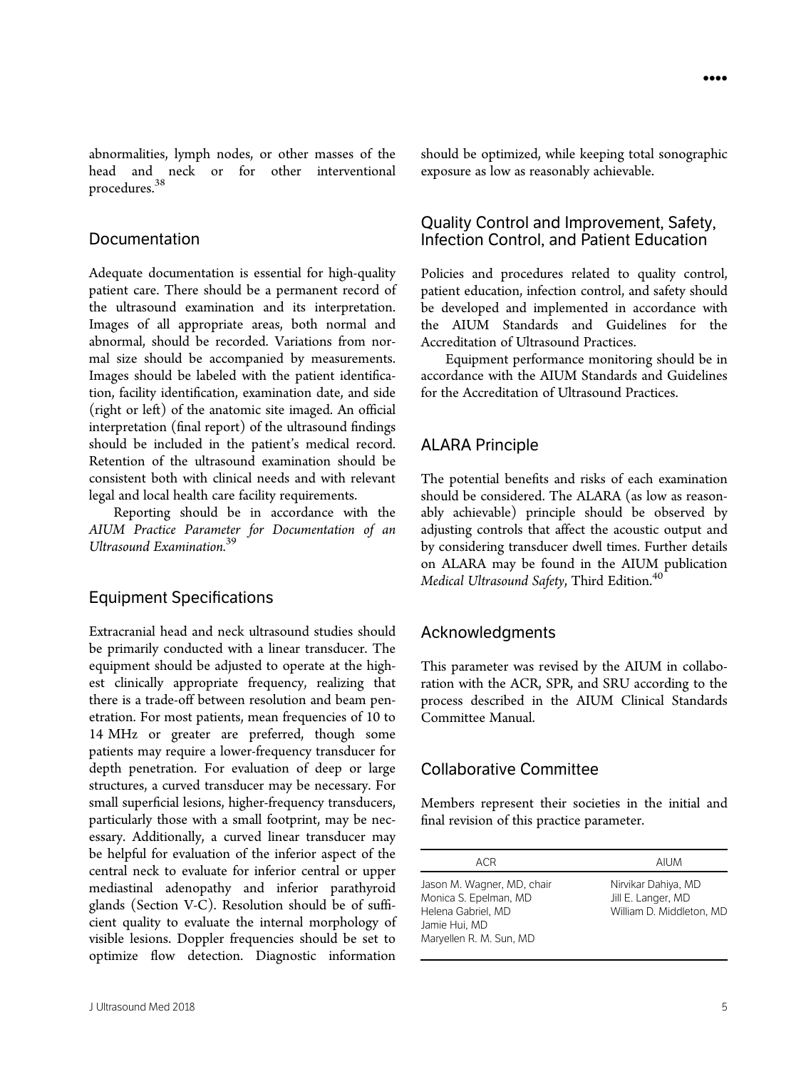abnormalities, lymph nodes, or other masses of the head and neck or for other interventional procedures.[38]

## Documentation

Adequate documentation is essential for high-quality patient care. There should be a permanent record of the ultrasound examination and its interpretation. Images of all appropriate areas, both normal and abnormal, should be recorded. Variations from normal size should be accompanied by measurements. Images should be labeled with the patient identification, facility identification, examination date, and side (right or left) of the anatomic site imaged. An official interpretation (final report) of the ultrasound findings should be included in the patient's medical record. Retention of the ultrasound examination should be consistent both with clinical needs and with relevant legal and local health care facility requirements.

Reporting should be in accordance with the *AIUM Practice Parameter for Documentation of an Ultrasound Examination.*[39]

## Equipment Specifications

Extracranial head and neck ultrasound studies should be primarily conducted with a linear transducer. The equipment should be adjusted to operate at the highest clinically appropriate frequency, realizing that there is a trade-off between resolution and beam penetration. For most patients, mean frequencies of 10 to 14 MHz or greater are preferred, though some patients may require a lower-frequency transducer for depth penetration. For evaluation of deep or large structures, a curved transducer may be necessary. For small superficial lesions, higher-frequency transducers, particularly those with a small footprint, may be necessary. Additionally, a curved linear transducer may be helpful for evaluation of the inferior aspect of the central neck to evaluate for inferior central or upper mediastinal adenopathy and inferior parathyroid glands (Section V-C). Resolution should be of sufficient quality to evaluate the internal morphology of visible lesions. Doppler frequencies should be set to optimize flow detection. Diagnostic information should be optimized, while keeping total sonographic exposure as low as reasonably achievable.

## Quality Control and Improvement, Safety, Infection Control, and Patient Education

Policies and procedures related to quality control, patient education, infection control, and safety should be developed and implemented in accordance with the AIUM Standards and Guidelines for the Accreditation of Ultrasound Practices.

Equipment performance monitoring should be in accordance with the AIUM Standards and Guidelines for the Accreditation of Ultrasound Practices.

## ALARA Principle

The potential benefits and risks of each examination should be considered. The ALARA (as low as reasonably achievable) principle should be observed by adjusting controls that affect the acoustic output and by considering transducer dwell times. Further details on ALARA may be found in the AIUM publication *Medical Ultrasound Safety*, Third Edition.[40]

## Acknowledgments

This parameter was revised by the AIUM in collaboration with the ACR, SPR, and SRU according to the process described in the AIUM Clinical Standards Committee Manual.

## Collaborative Committee

Members represent their societies in the initial and final revision of this practice parameter.

| ACR | AIUM |
|---|---|
| Jason M. Wagner, MD, chair<br>Monica S. Epelman, MD<br>Helena Gabriel, MD<br>Jamie Hui, MD<br>Maryellen R. M. Sun, MD | Nirvikar Dahiya, MD<br>Jill E. Langer, MD<br>William D. Middleton, MD |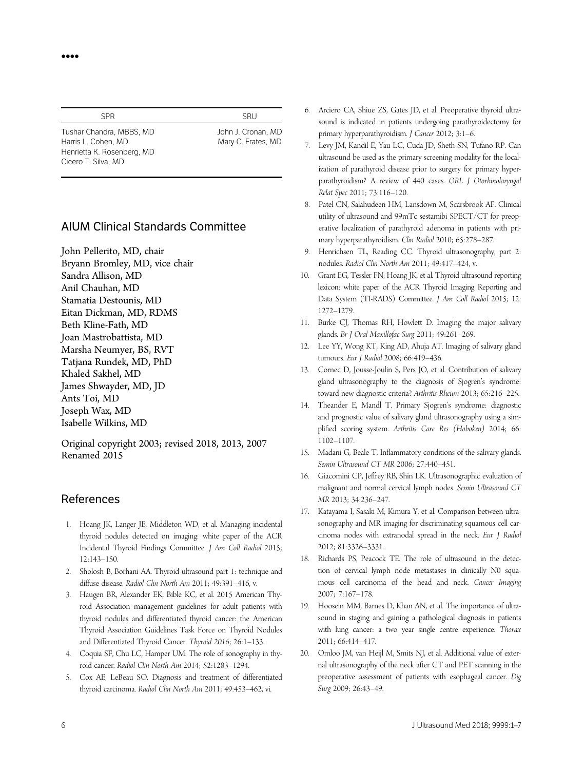| SPR | SRU |
|---|---|
| Tushar Chandra, MBBS, MD<br>Harris L. Cohen, MD<br>Henrietta K. Rosenberg, MD<br>Cicero T. Silva, MD | John J. Cronan, MD<br>Mary C. Frates, MD |

## AIUM Clinical Standards Committee

John Pellerito, MD, chair
Bryann Bromley, MD, vice chair
Sandra Allison, MD
Anil Chauhan, MD
Stamatia Destounis, MD
Eitan Dickman, MD, RDMS
Beth Kline-Fath, MD
Joan Mastrobattista, MD
Marsha Neumyer, BS, RVT
Tatjana Rundek, MD, PhD
Khaled Sakhel, MD
James Shwayder, MD, JD
Ants Toi, MD
Joseph Wax, MD
Isabelle Wilkins, MD

Original copyright 2003; revised 2018, 2013, 2007
Renamed 2015

## References

1. Hoang JK, Langer JE, Middleton WD, et al. Managing incidental thyroid nodules detected on imaging: white paper of the ACR Incidental Thyroid Findings Committee. *J Am Coll Radiol* 2015; 12:143–150.
2. Sholosh B, Borhani AA. Thyroid ultrasound part 1: technique and diffuse disease. *Radiol Clin North Am* 2011; 49:391–416, v.
3. Haugen BR, Alexander EK, Bible KC, et al. 2015 American Thyroid Association management guidelines for adult patients with thyroid nodules and differentiated thyroid cancer: the American Thyroid Association Guidelines Task Force on Thyroid Nodules and Differentiated Thyroid Cancer. *Thyroid 2016*; 26:1–133.
4. Coquia SF, Chu LC, Hamper UM. The role of sonography in thyroid cancer. *Radiol Clin North Am* 2014; 52:1283–1294.
5. Cox AE, LeBeau SO. Diagnosis and treatment of differentiated thyroid carcinoma. *Radiol Clin North Am* 2011; 49:453–462, vi.
6. Arciero CA, Shiue ZS, Gates JD, et al. Preoperative thyroid ultrasound is indicated in patients undergoing parathyroidectomy for primary hyperparathyroidism. *J Cancer* 2012; 3:1–6.
7. Levy JM, Kandil E, Yau LC, Cuda JD, Sheth SN, Tufano RP. Can ultrasound be used as the primary screening modality for the localization of parathyroid disease prior to surgery for primary hyperparathyroidism? A review of 440 cases. *ORL J Otorhinolaryngol Relat Spec* 2011; 73:116–120.
8. Patel CN, Salahudeen HM, Lansdown M, Scarsbrook AF. Clinical utility of ultrasound and 99mTc sestamibi SPECT/CT for preoperative localization of parathyroid adenoma in patients with primary hyperparathyroidism. *Clin Radiol* 2010; 65:278–287.
9. Henrichsen TL, Reading CC. Thyroid ultrasonography, part 2: nodules. *Radiol Clin North Am* 2011; 49:417–424, v.
10. Grant EG, Tessler FN, Hoang JK, et al. Thyroid ultrasound reporting lexicon: white paper of the ACR Thyroid Imaging Reporting and Data System (TI-RADS) Committee. *J Am Coll Radiol* 2015; 12: 1272–1279.
11. Burke CJ, Thomas RH, Howlett D. Imaging the major salivary glands. *Br J Oral Maxillofac Surg* 2011; 49:261–269.
12. Lee YY, Wong KT, King AD, Ahuja AT. Imaging of salivary gland tumours. *Eur J Radiol* 2008; 66:419–436.
13. Cornec D, Jousse-Joulin S, Pers JO, et al. Contribution of salivary gland ultrasonography to the diagnosis of Sjogren's syndrome: toward new diagnostic criteria? *Arthritis Rheum* 2013; 65:216–225.
14. Theander E, Mandl T. Primary Sjogren's syndrome: diagnostic and prognostic value of salivary gland ultrasonography using a simplified scoring system. *Arthritis Care Res (Hoboken)* 2014; 66: 1102–1107.
15. Madani G, Beale T. Inflammatory conditions of the salivary glands. *Semin Ultrasound CT MR* 2006; 27:440–451.
16. Giacomini CP, Jeffrey RB, Shin LK. Ultrasonographic evaluation of malignant and normal cervical lymph nodes. *Semin Ultrasound CT MR* 2013; 34:236–247.
17. Katayama I, Sasaki M, Kimura Y, et al. Comparison between ultrasonography and MR imaging for discriminating squamous cell carcinoma nodes with extranodal spread in the neck. *Eur J Radiol* 2012; 81:3326–3331.
18. Richards PS, Peacock TE. The role of ultrasound in the detection of cervical lymph node metastases in clinically N0 squamous cell carcinoma of the head and neck. *Cancer Imaging* 2007; 7:167–178.
19. Hoosein MM, Barnes D, Khan AN, et al. The importance of ultrasound in staging and gaining a pathological diagnosis in patients with lung cancer: a two year single centre experience. *Thorax* 2011; 66:414–417.
20. Omloo JM, van Heijl M, Smits NJ, et al. Additional value of external ultrasonography of the neck after CT and PET scanning in the preoperative assessment of patients with esophageal cancer. *Dig Surg* 2009; 26:43–49.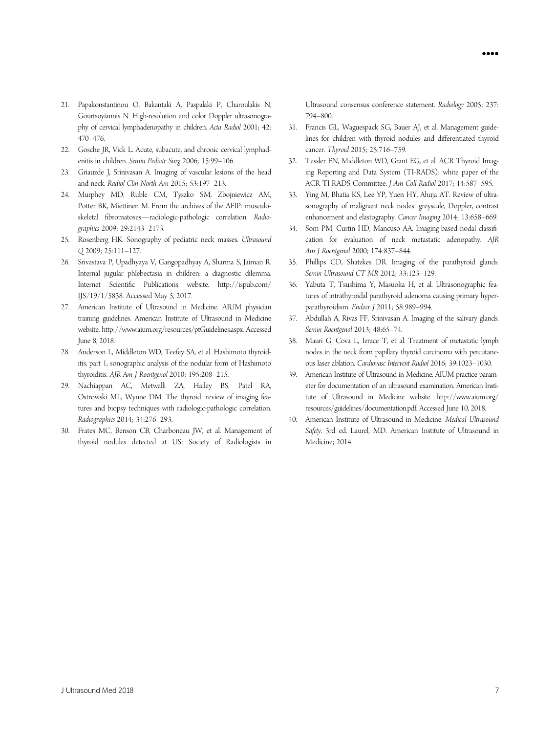21. Papakonstantinou O, Bakantaki A, Paspalaki P, Charoulakis N, Gourtsoyiannis N. High-resolution and color Doppler ultrasonography of cervical lymphadenopathy in children. *Acta Radiol* 2001; 42: 470–476.
22. Gosche JR, Vick L. Acute, subacute, and chronic cervical lymphadenitis in children. *Semin Pediatr Surg* 2006; 15:99–106.
23. Griauzde J, Srinivasan A. Imaging of vascular lesions of the head and neck. *Radiol Clin North Am* 2015; 53:197–213.
24. Murphey MD, Ruble CM, Tyszko SM, Zbojniewicz AM, Potter BK, Miettinen M. From the archives of the AFIP: musculoskeletal fibromatoses—radiologic-pathologic correlation. *Radiographics* 2009; 29:2143–2173.
25. Rosenberg HK. Sonography of pediatric neck masses. *Ultrasound Q* 2009; 25:111–127.
26. Srivastava P, Upadhyaya V, Gangopadhyay A, Sharma S, Jaiman R. Internal jugular phlebectasia in children: a diagnostic dilemma. Internet Scientific Publications website. http://ispub.com/IJS/19/1/5838. Accessed May 5, 2017.
27. American Institute of Ultrasound in Medicine. AIUM physician training guidelines. American Institute of Ultrasound in Medicine website. http://www.aium.org/resources/ptGuidelines.aspx. Accessed June 8, 2018.
28. Anderson L, Middleton WD, Teefey SA, et al. Hashimoto thyroiditis, part 1, sonographic analysis of the nodular form of Hashimoto thyroiditis. *AJR Am J Roentgenol* 2010; 195:208–215.
29. Nachiappan AC, Metwalli ZA, Hailey BS, Patel RA, Ostrowski ML, Wynne DM. The thyroid: review of imaging features and biopsy techniques with radiologic-pathologic correlation. *Radiographics* 2014; 34:276–293.
30. Frates MC, Benson CB, Charboneau JW, et al. Management of thyroid nodules detected at US: Society of Radiologists in Ultrasound consensus conference statement. *Radiology* 2005; 237: 794–800.
31. Francis GL, Waguespack SG, Bauer AJ, et al. Management guidelines for children with thyroid nodules and differentiated thyroid cancer. *Thyroid* 2015; 25:716–759.
32. Tessler FN, Middleton WD, Grant EG, et al. ACR Thyroid Imaging Reporting and Data System (TI-RADS): white paper of the ACR TI-RADS Committee. *J Am Coll Radiol* 2017; 14:587–595.
33. Ying M, Bhatia KS, Lee YP, Yuen HY, Ahuja AT. Review of ultrasonography of malignant neck nodes: greyscale, Doppler, contrast enhancement and elastography. *Cancer Imaging* 2014; 13:658–669.
34. Som PM, Curtin HD, Mancuso AA. Imaging-based nodal classification for evaluation of neck metastatic adenopathy. *AJR Am J Roentgenol* 2000; 174:837–844.
35. Phillips CD, Shatzkes DR. Imaging of the parathyroid glands. *Semin Ultrasound CT MR* 2012; 33:123–129.
36. Yabuta T, Tsushima Y, Masuoka H, et al. Ultrasonographic features of intrathyroidal parathyroid adenoma causing primary hyperparathyroidism. *Endocr J* 2011; 58:989–994.
37. Abdullah A, Rivas FF, Srinivasan A. Imaging of the salivary glands. *Semin Roentgenol* 2013; 48:65–74.
38. Mauri G, Cova L, Ierace T, et al. Treatment of metastatic lymph nodes in the neck from papillary thyroid carcinoma with percutaneous laser ablation. *Cardiovasc Intervent Radiol* 2016; 39:1023–1030.
39. American Institute of Ultrasound in Medicine. AIUM practice parameter for documentation of an ultrasound examination. American Institute of Ultrasound in Medicine website. http://www.aium.org/resources/guidelines/documentation.pdf. Accessed June 10, 2018.
40. American Institute of Ultrasound in Medicine. *Medical Ultrasound Safety*. 3rd ed. Laurel, MD. American Institute of Ultrasound in Medicine; 2014.